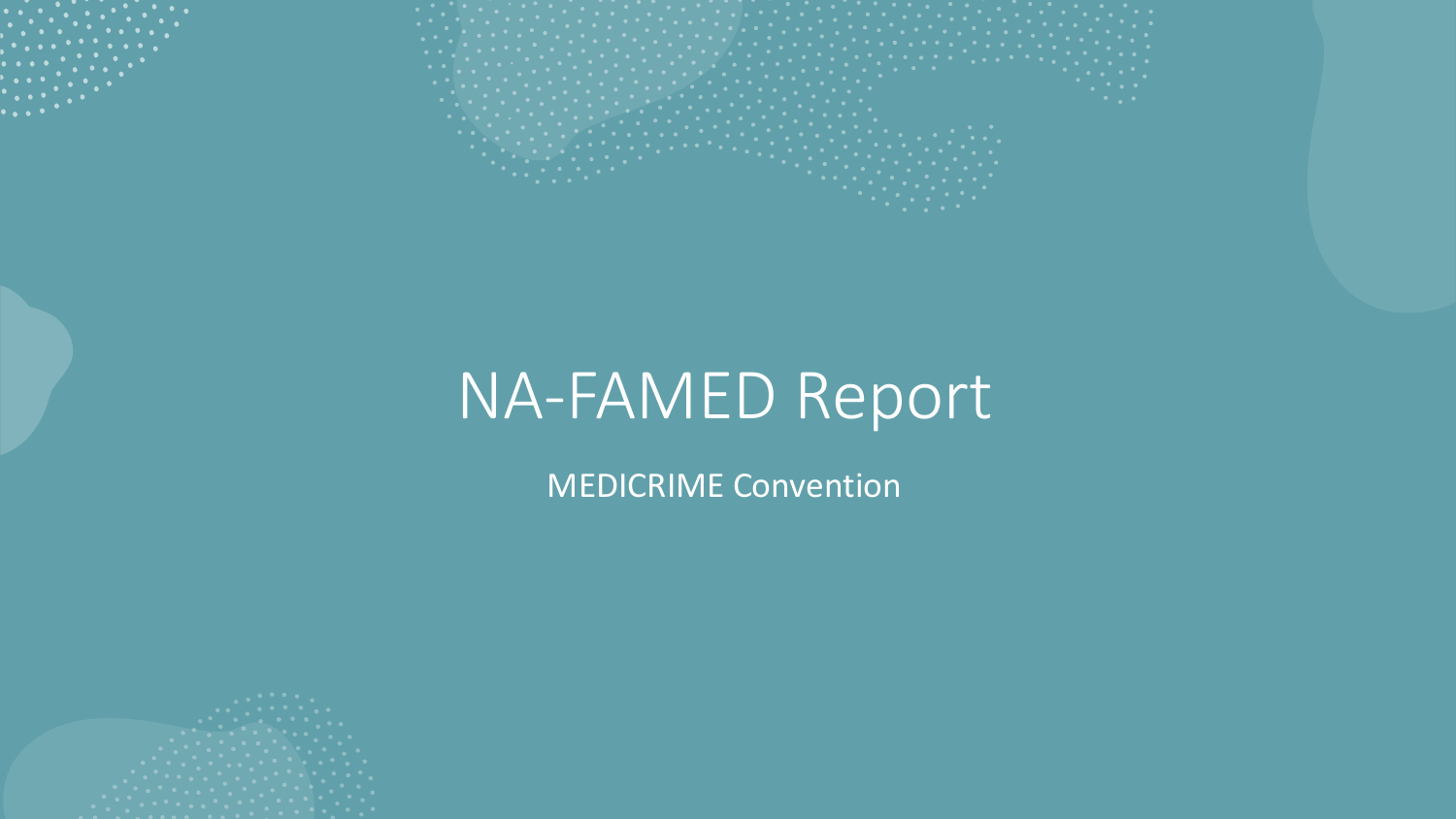# NA-FAMED Report

MEDICRIME Convention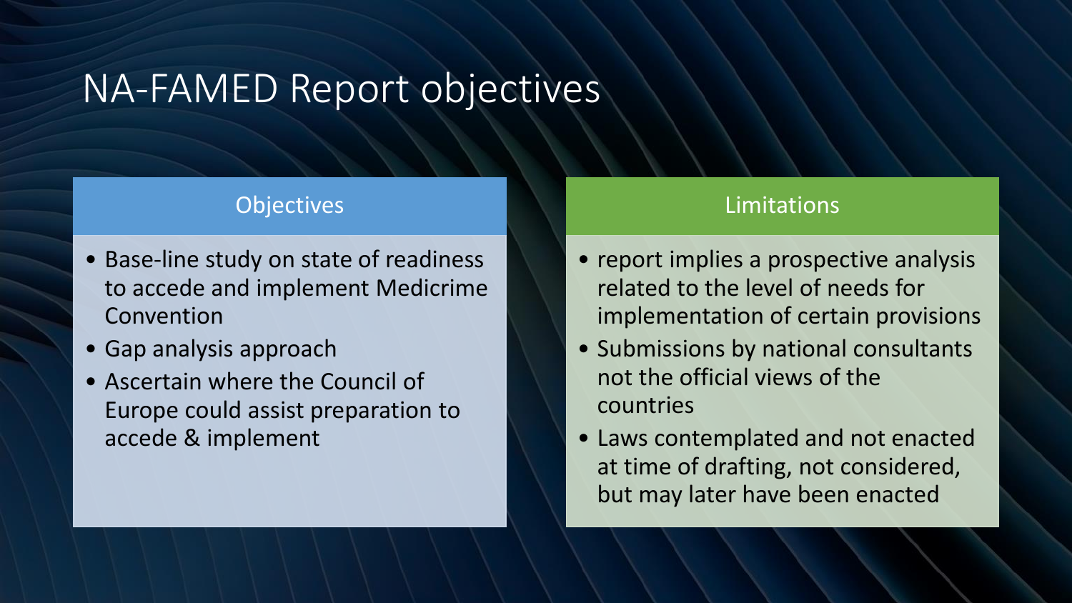# NA-FAMED Report objectives

## Objectives

- Base-line study on state of readiness to accede and implement Medicrime Convention
- Gap analysis approach
- Ascertain where the Council of Europe could assist preparation to accede & implement

## Limitations

- report implies a prospective analysis related to the level of needs for implementation of certain provisions
- Submissions by national consultants not the official views of the countries
- Laws contemplated and not enacted at time of drafting, not considered, but may later have been enacted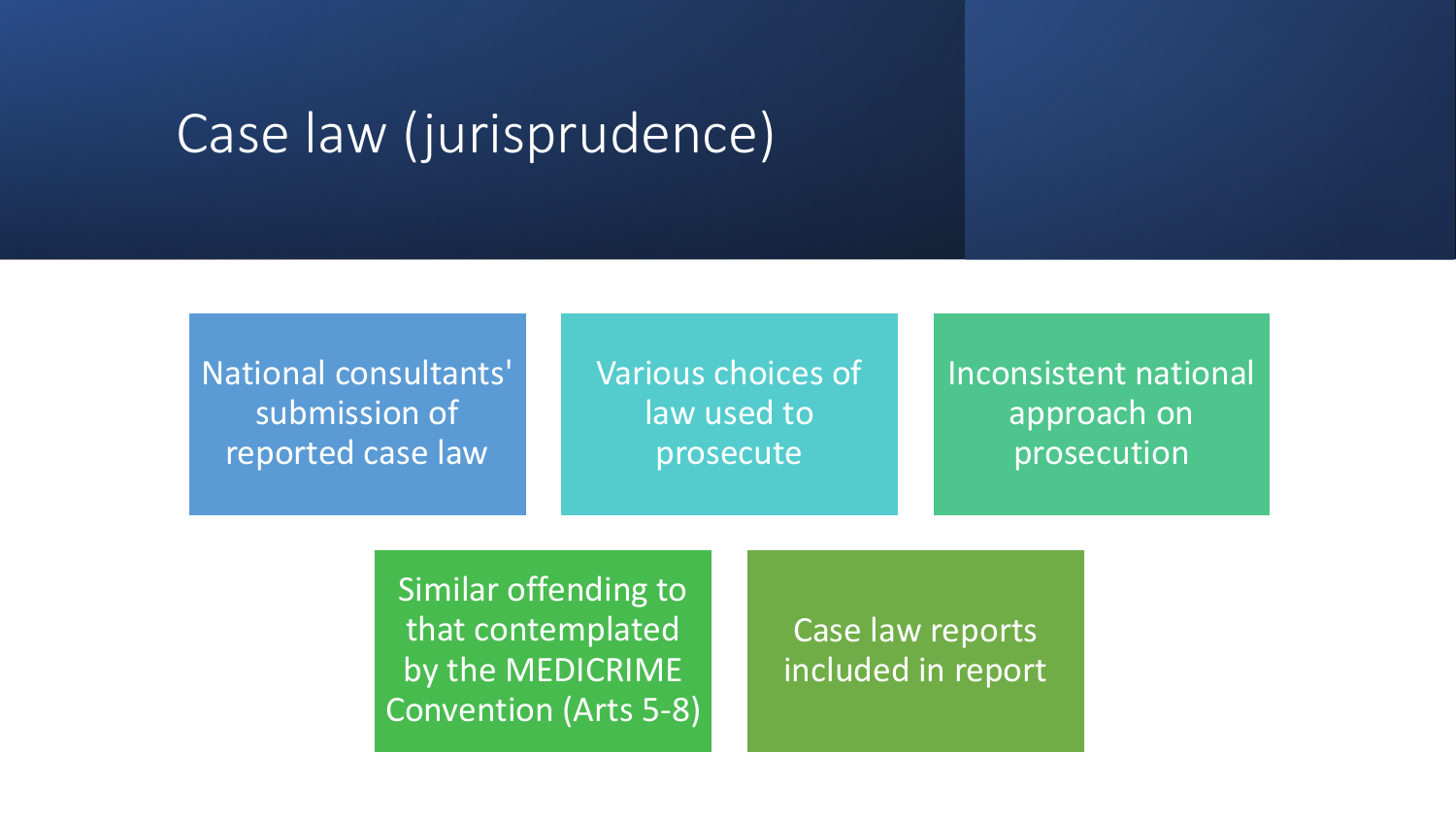# Case law (jurisprudence)

- National consultants' submission of reported case law
- Various choices of law used to prosecute
- Inconsistent national approach on prosecution
- Similar offending to that contemplated by the MEDICRIME Convention (Arts 5-8)
- Case law reports included in report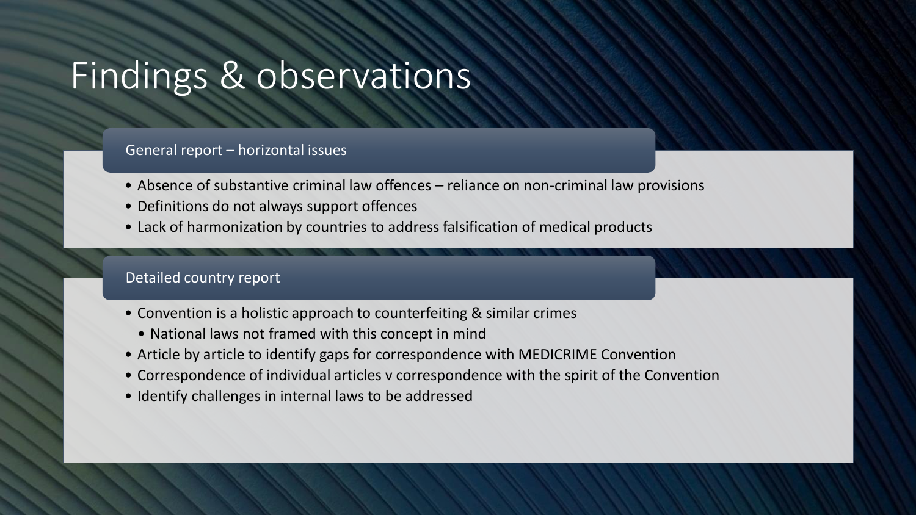# Findings & observations

## General report – horizontal issues

- Absence of substantive criminal law offences – reliance on non-criminal law provisions
- Definitions do not always support offences
- Lack of harmonization by countries to address falsification of medical products

## Detailed country report

- Convention is a holistic approach to counterfeiting & similar crimes
  - National laws not framed with this concept in mind
- Article by article to identify gaps for correspondence with MEDICRIME Convention
- Correspondence of individual articles v correspondence with the spirit of the Convention
- Identify challenges in internal laws to be addressed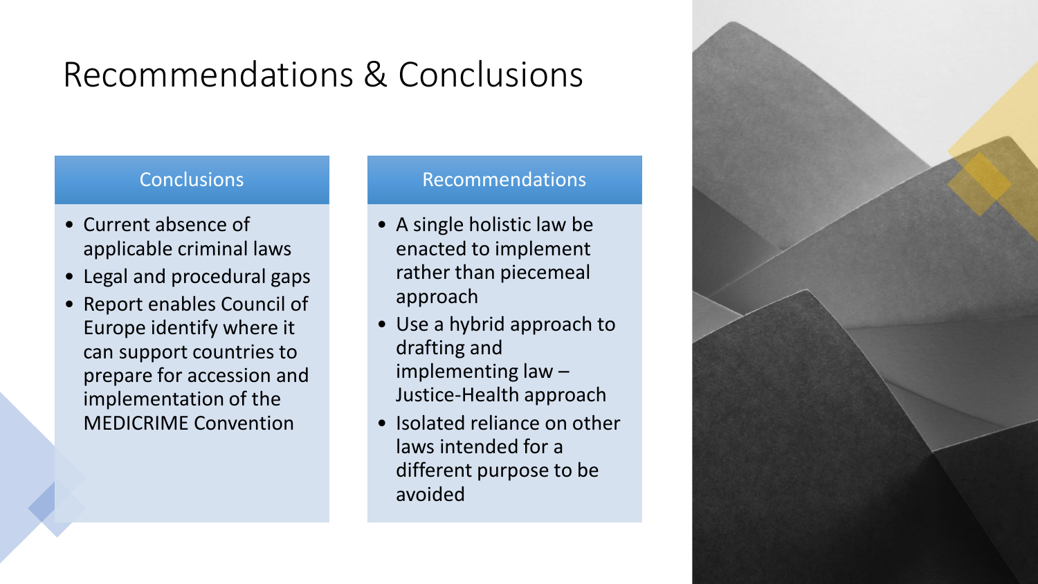# Recommendations & Conclusions

## Conclusions

- Current absence of applicable criminal laws
- Legal and procedural gaps
- Report enables Council of Europe identify where it can support countries to prepare for accession and implementation of the MEDICRIME Convention

## Recommendations

- A single holistic law be enacted to implement rather than piecemeal approach
- Use a hybrid approach to drafting and implementing law – Justice-Health approach
- Isolated reliance on other laws intended for a different purpose to be avoided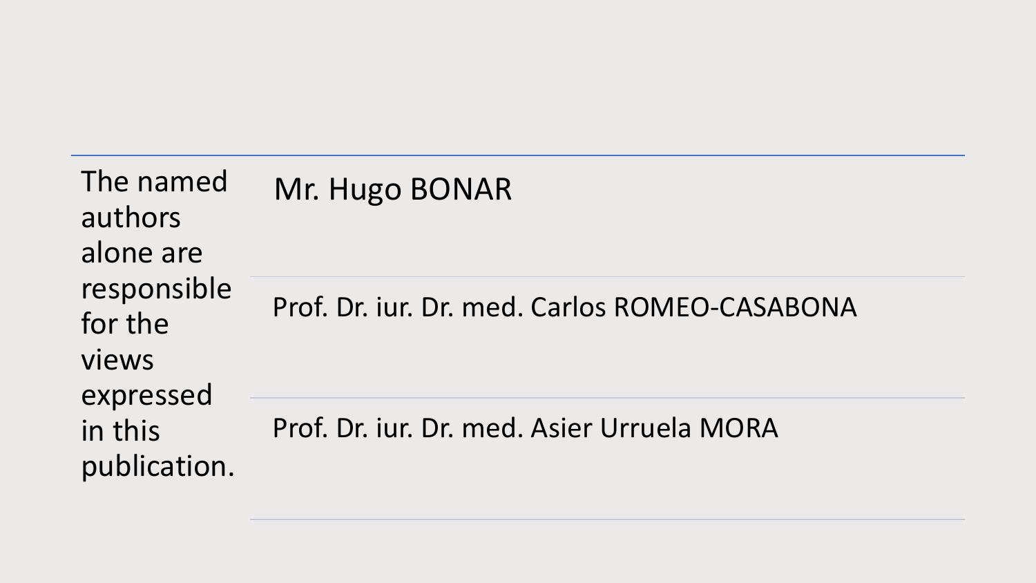The named authors alone are responsible for the views expressed in this publication.

Mr. Hugo BONAR

Prof. Dr. iur. Dr. med. Carlos ROMEO-CASABONA

Prof. Dr. iur. Dr. med. Asier Urruela MORA